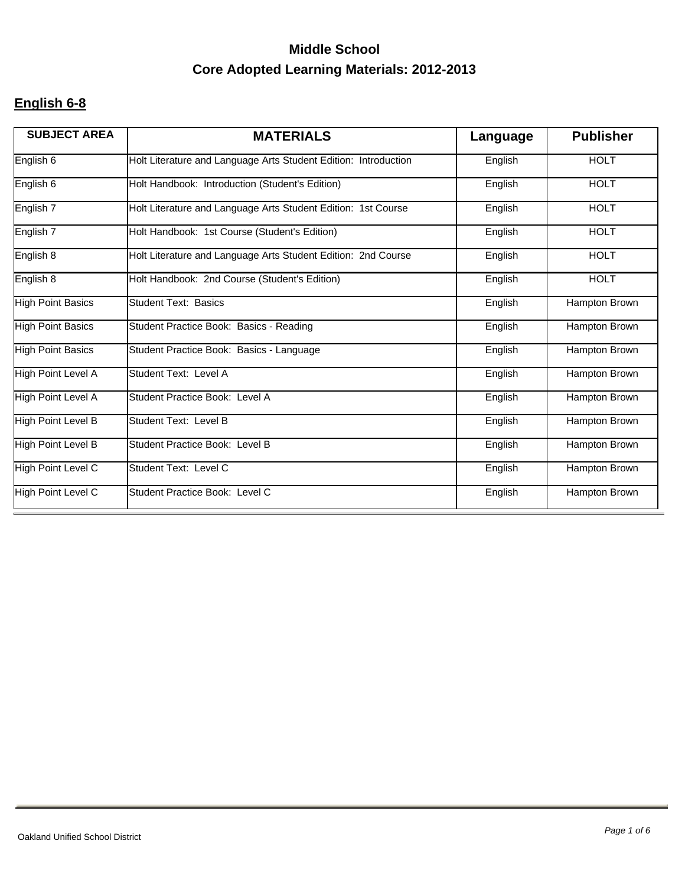# Middle School

## Core Adopted Learning Materials: 2012-2013

### English 6-8

| SUBJECT AREA | MATERIALS | Language | Publisher |
|---|---|---|---|
| English 6 | Holt Literature and Language Arts Student Edition: Introduction | English | HOLT |
| English 6 | Holt Handbook: Introduction (Student's Edition) | English | HOLT |
| English 7 | Holt Literature and Language Arts Student Edition: 1st Course | English | HOLT |
| English 7 | Holt Handbook: 1st Course (Student's Edition) | English | HOLT |
| English 8 | Holt Literature and Language Arts Student Edition: 2nd Course | English | HOLT |
| English 8 | Holt Handbook: 2nd Course (Student's Edition) | English | HOLT |
| High Point Basics | Student Text: Basics | English | Hampton Brown |
| High Point Basics | Student Practice Book: Basics - Reading | English | Hampton Brown |
| High Point Basics | Student Practice Book: Basics - Language | English | Hampton Brown |
| High Point Level A | Student Text: Level A | English | Hampton Brown |
| High Point Level A | Student Practice Book: Level A | English | Hampton Brown |
| High Point Level B | Student Text: Level B | English | Hampton Brown |
| High Point Level B | Student Practice Book: Level B | English | Hampton Brown |
| High Point Level C | Student Text: Level C | English | Hampton Brown |
| High Point Level C | Student Practice Book: Level C | English | Hampton Brown |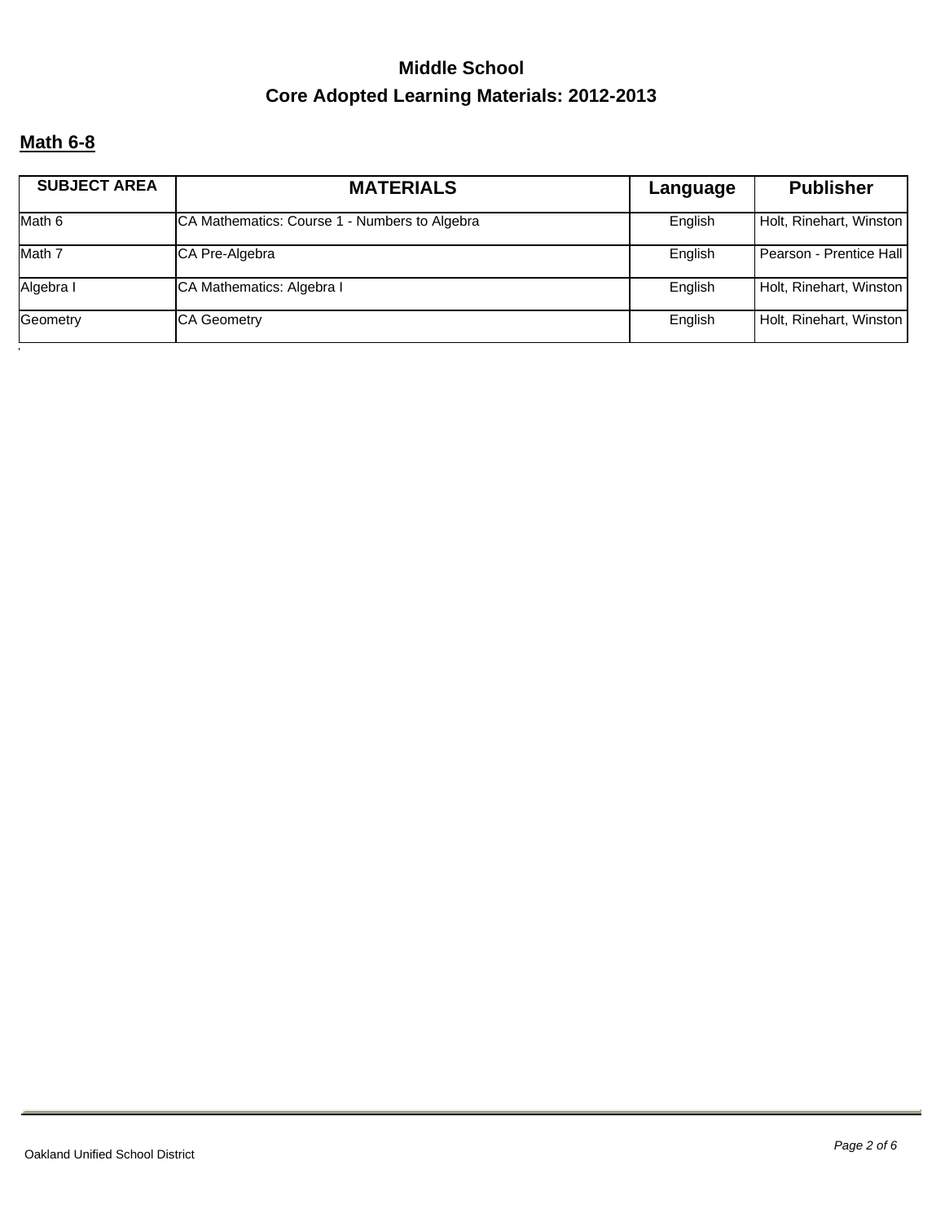# Middle School

# Core Adopted Learning Materials: 2012-2013

## Math 6-8

| SUBJECT AREA | MATERIALS | Language | Publisher |
|---|---|---|---|
| Math 6 | CA Mathematics: Course 1 - Numbers to Algebra | English | Holt, Rinehart, Winston |
| Math 7 | CA Pre-Algebra | English | Pearson - Prentice Hall |
| Algebra I | CA Mathematics: Algebra I | English | Holt, Rinehart, Winston |
| Geometry | CA Geometry | English | Holt, Rinehart, Winston |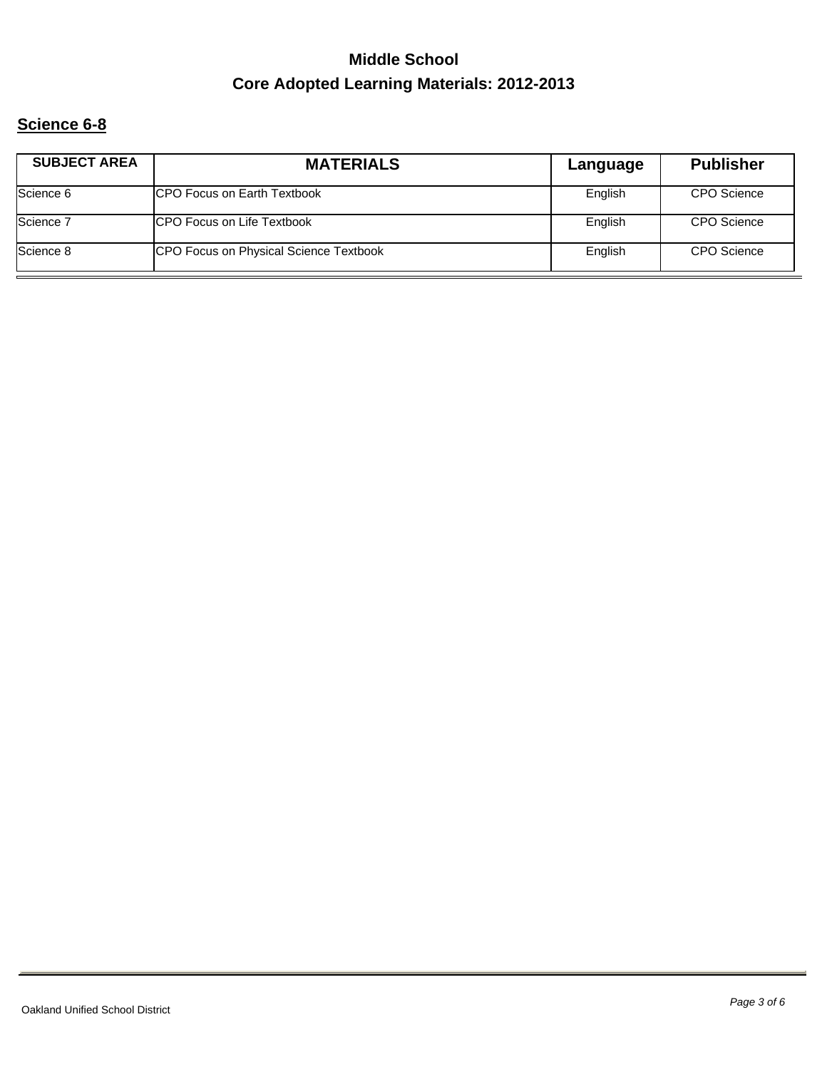# Middle School

## Core Adopted Learning Materials: 2012-2013

### Science 6-8

| SUBJECT AREA | MATERIALS | Language | Publisher |
|---|---|---|---|
| Science 6 | CPO Focus on Earth Textbook | English | CPO Science |
| Science 7 | CPO Focus on Life Textbook | English | CPO Science |
| Science 8 | CPO Focus on Physical Science Textbook | English | CPO Science |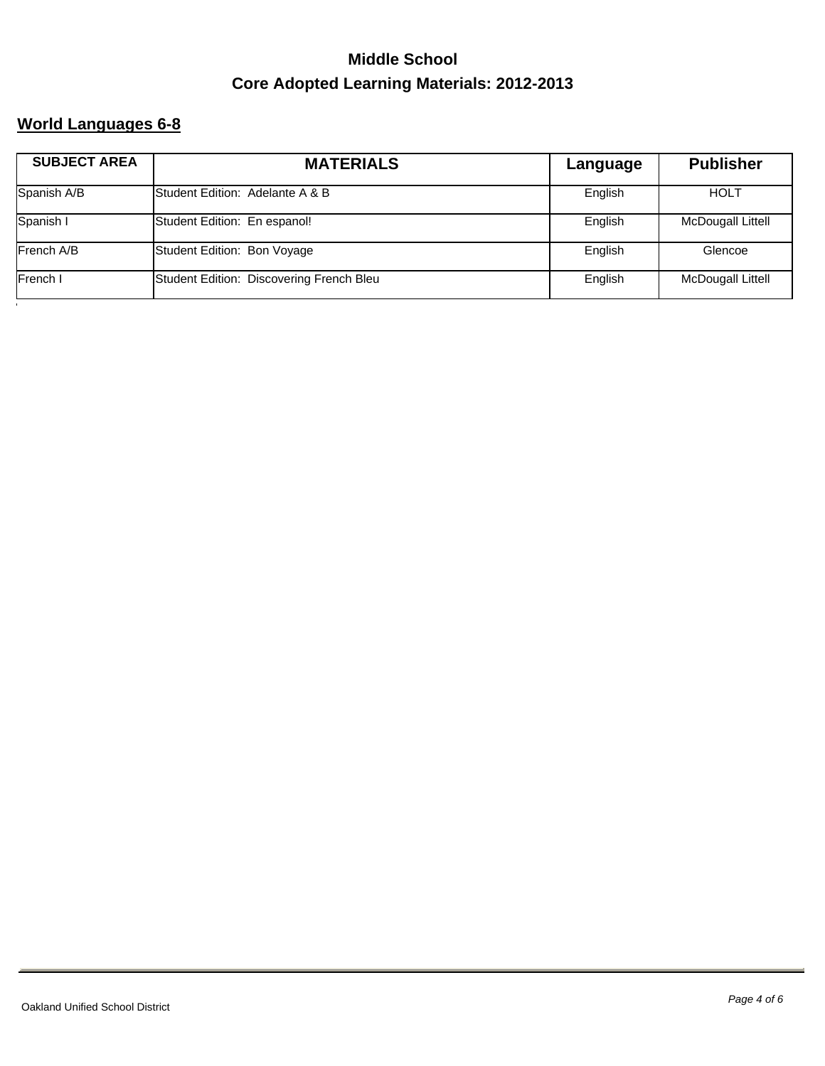# Middle School

## Core Adopted Learning Materials: 2012-2013

### World Languages 6-8

| SUBJECT AREA | MATERIALS | Language | Publisher |
| --- | --- | --- | --- |
| Spanish A/B | Student Edition: Adelante A & B | English | HOLT |
| Spanish I | Student Edition: En espanol! | English | McDougall Littell |
| French A/B | Student Edition: Bon Voyage | English | Glencoe |
| French I | Student Edition: Discovering French Bleu | English | McDougall Littell |

Oakland Unified School District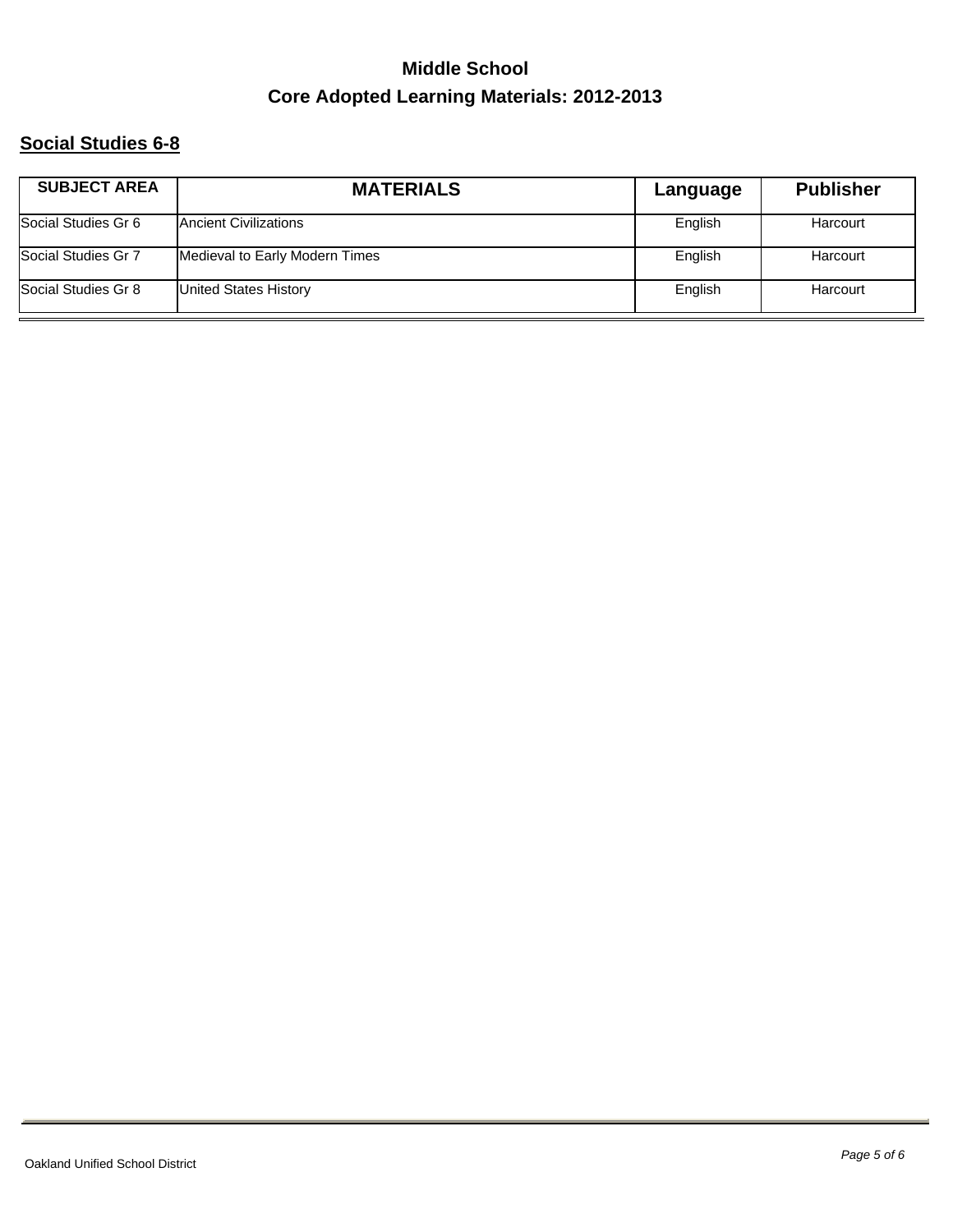# Middle School

## Core Adopted Learning Materials: 2012-2013

### Social Studies 6-8

| SUBJECT AREA | MATERIALS | Language | Publisher |
|---|---|---|---|
| Social Studies Gr 6 | Ancient Civilizations | English | Harcourt |
| Social Studies Gr 7 | Medieval to Early Modern Times | English | Harcourt |
| Social Studies Gr 8 | United States History | English | Harcourt |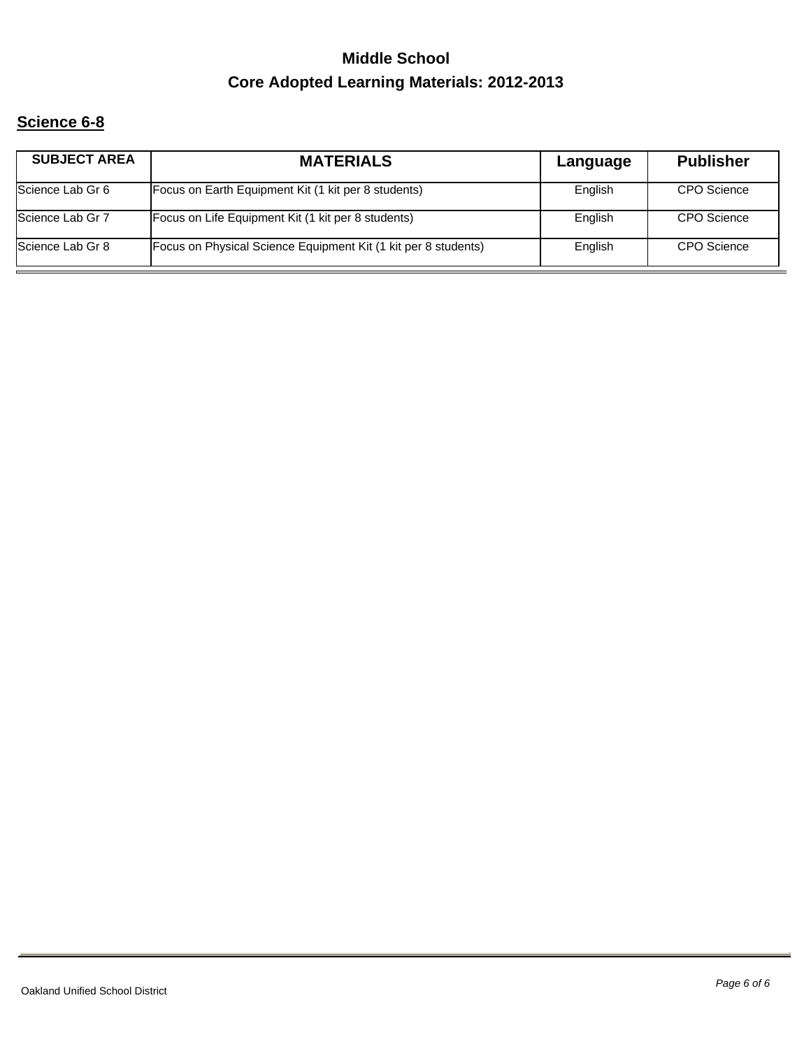# Middle School

# Core Adopted Learning Materials: 2012-2013

## Science 6-8

| SUBJECT AREA | MATERIALS | Language | Publisher |
|---|---|---|---|
| Science Lab Gr 6 | Focus on Earth Equipment Kit (1 kit per 8 students) | English | CPO Science |
| Science Lab Gr 7 | Focus on Life Equipment Kit (1 kit per 8 students) | English | CPO Science |
| Science Lab Gr 8 | Focus on Physical Science Equipment Kit (1 kit per 8 students) | English | CPO Science |